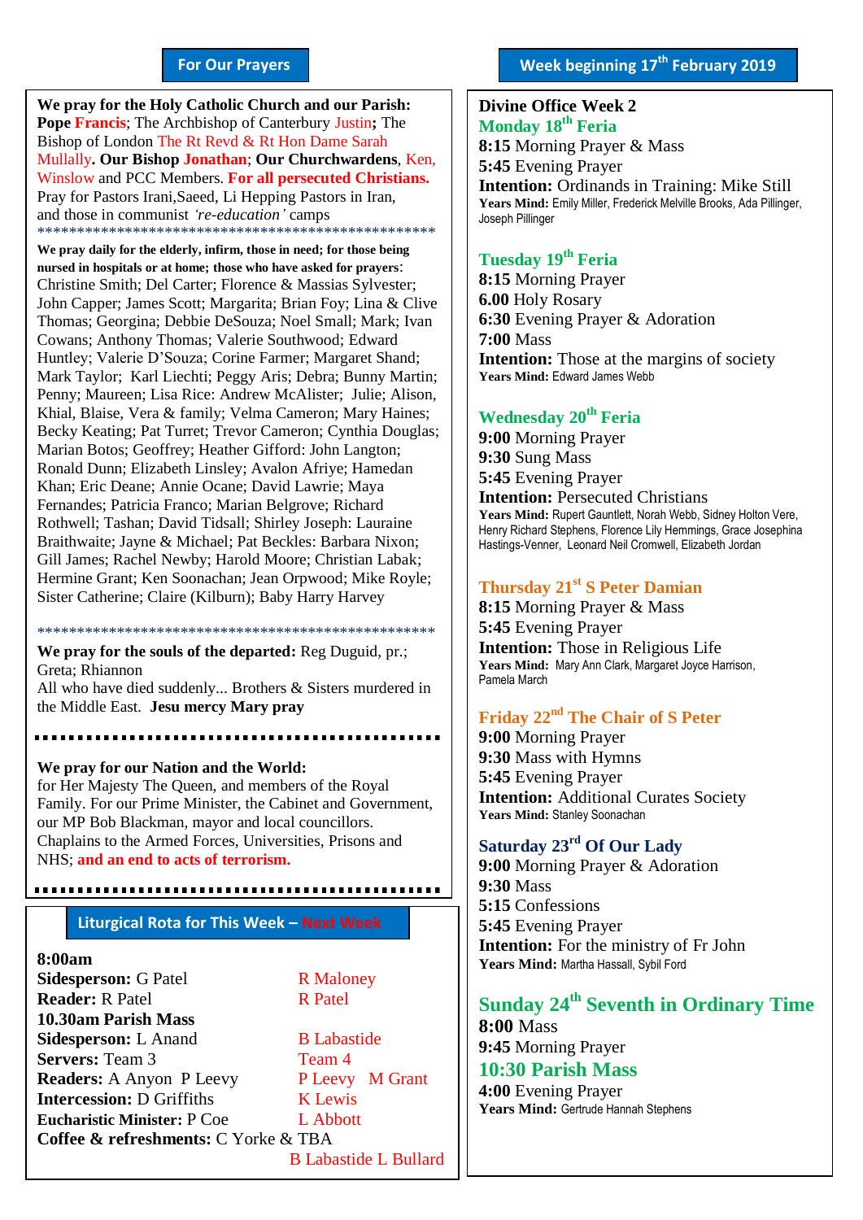## For Our Prayers

**We pray for the Holy Catholic Church and our Parish:** **Pope** **Francis**; The Archbishop of Canterbury Justin**;** The Bishop of London The Rt Revd & Rt Hon Dame Sarah Mullally**. Our Bishop** **Jonathan**; **Our Churchwardens**, Ken, Winslow and PCC Members. **For all persecuted Christians.** Pray for Pastors Irani,Saeed, Li Hepping Pastors in Iran, and those in communist *'re-education'* camps

\*\*\*\*\*\*\*\*\*\*\*\*\*\*\*\*\*\*\*\*\*\*\*\*\*\*\*\*\*\*\*\*\*\*\*\*\*\*\*\*\*\*\*\*\*\*\*\*\*\*\*\*

**We pray daily for the elderly, infirm, those in need; for those being nursed in hospitals or at home; those who have asked for prayers**: Christine Smith; Del Carter; Florence & Massias Sylvester; John Capper; James Scott; Margarita; Brian Foy; Lina & Clive Thomas; Georgina; Debbie DeSouza; Noel Small; Mark; Ivan Cowans; Anthony Thomas; Valerie Southwood; Edward Huntley; Valerie D'Souza; Corine Farmer; Margaret Shand; Mark Taylor; Karl Liechti; Peggy Aris; Debra; Bunny Martin; Penny; Maureen; Lisa Rice: Andrew McAlister; Julie; Alison, Khial, Blaise, Vera & family; Velma Cameron; Mary Haines; Becky Keating; Pat Turret; Trevor Cameron; Cynthia Douglas; Marian Botos; Geoffrey; Heather Gifford: John Langton; Ronald Dunn; Elizabeth Linsley; Avalon Afriye; Hamedan Khan; Eric Deane; Annie Ocane; David Lawrie; Maya Fernandes; Patricia Franco; Marian Belgrove; Richard Rothwell; Tashan; David Tidsall; Shirley Joseph: Lauraine Braithwaite; Jayne & Michael; Pat Beckles: Barbara Nixon; Gill James; Rachel Newby; Harold Moore; Christian Labak; Hermine Grant; Ken Soonachan; Jean Orpwood; Mike Royle; Sister Catherine; Claire (Kilburn); Baby Harry Harvey

\*\*\*\*\*\*\*\*\*\*\*\*\*\*\*\*\*\*\*\*\*\*\*\*\*\*\*\*\*\*\*\*\*\*\*\*\*\*\*\*\*\*\*\*\*\*\*\*\*\*\*\*

**We pray for the souls of the departed:** Reg Duguid, pr.; Greta; Rhiannon
All who have died suddenly... Brothers & Sisters murdered in the Middle East. **Jesu mercy Mary pray**

**We pray for our Nation and the World:**
for Her Majesty The Queen, and members of the Royal Family. For our Prime Minister, the Cabinet and Government, our MP Bob Blackman, mayor and local councillors. Chaplains to the Armed Forces, Universities, Prisons and NHS; **and an end to acts of terrorism.**

## Liturgical Rota for This Week – Next Week

| | This Week | Next Week |
|---|---|---|
| **8:00am** | | |
| **Sidesperson:** | G Patel | R Maloney |
| **Reader:** | R Patel | R Patel |
| **10.30am Parish Mass** | | |
| **Sidesperson:** | L Anand | B Labastide |
| **Servers:** | Team 3 | Team 4 |
| **Readers:** | A Anyon P Leevy | P Leevy M Grant |
| **Intercession:** | D Griffiths | K Lewis |
| **Eucharistic Minister:** | P Coe | L Abbott |
| **Coffee & refreshments:** | C Yorke & TBA | B Labastide L Bullard |

## Week beginning 17th February 2019

**Divine Office Week 2**

### Monday 18th Feria
**8:15** Morning Prayer & Mass
**5:45** Evening Prayer
**Intention:** Ordinands in Training: Mike Still
**Years Mind:** Emily Miller, Frederick Melville Brooks, Ada Pillinger, Joseph Pillinger

### Tuesday 19th Feria
**8:15** Morning Prayer
**6.00** Holy Rosary
**6:30** Evening Prayer & Adoration
**7:00** Mass
**Intention:** Those at the margins of society
**Years Mind:** Edward James Webb

### Wednesday 20th Feria
**9:00** Morning Prayer
**9:30** Sung Mass
**5:45** Evening Prayer
**Intention:** Persecuted Christians
**Years Mind:** Rupert Gauntlett, Norah Webb, Sidney Holton Vere, Henry Richard Stephens, Florence Lily Hemmings, Grace Josephina Hastings-Venner, Leonard Neil Cromwell, Elizabeth Jordan

### Thursday 21st S Peter Damian
**8:15** Morning Prayer & Mass
**5:45** Evening Prayer
**Intention:** Those in Religious Life
**Years Mind:** Mary Ann Clark, Margaret Joyce Harrison, Pamela March

### Friday 22nd The Chair of S Peter
**9:00** Morning Prayer
**9:30** Mass with Hymns
**5:45** Evening Prayer
**Intention:** Additional Curates Society
**Years Mind:** Stanley Soonachan

### Saturday 23rd Of Our Lady
**9:00** Morning Prayer & Adoration
**9:30** Mass
**5:15** Confessions
**5:45** Evening Prayer
**Intention:** For the ministry of Fr John
**Years Mind:** Martha Hassall, Sybil Ford

### Sunday 24th Seventh in Ordinary Time
**8:00** Mass
**9:45** Morning Prayer
**10:30 Parish Mass**
**4:00** Evening Prayer
**Years Mind:** Gertrude Hannah Stephens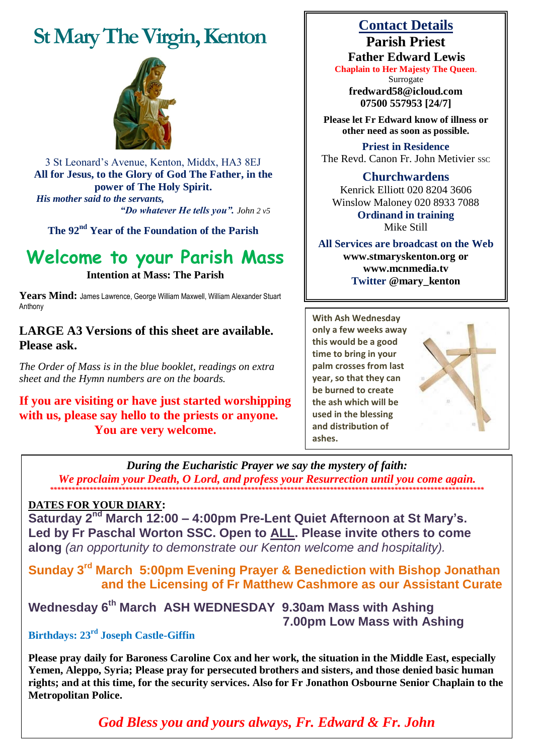# St Mary The Virgin, Kenton

3 St Leonard's Avenue, Kenton, Middx, HA3 8EJ

**All for Jesus, to the Glory of God The Father, in the power of The Holy Spirit.**

***His mother said to the servants,***

***"Do whatever He tells you".*** *John 2 v5*

**The 92nd Year of the Foundation of the Parish**

## Welcome to your Parish Mass

**Intention at Mass: The Parish**

**Years Mind:** James Lawrence, George William Maxwell, William Alexander Stuart Anthony

**LARGE A3 Versions of this sheet are available. Please ask.**

*The Order of Mass is in the blue booklet, readings on extra sheet and the Hymn numbers are on the boards.*

**If you are visiting or have just started worshipping with us, please say hello to the priests or anyone. You are very welcome.**

## Contact Details

**Parish Priest**

**Father Edward Lewis**

**Chaplain to Her Majesty The Queen.**

Surrogate

**fredward58@icloud.com**

**07500 557953 [24/7]**

**Please let Fr Edward know of illness or other need as soon as possible.**

**Priest in Residence**

The Revd. Canon Fr. John Metivier SSC

**Churchwardens**

Kenrick Elliott 020 8204 3606

Winslow Maloney 020 8933 7088

**Ordinand in training**

Mike Still

**All Services are broadcast on the Web**

**www.stmaryskenton.org or www.mcnmedia.tv**

**Twitter @mary_kenton**

With Ash Wednesday only a few weeks away this would be a good time to bring in your palm crosses from last year, so that they can be burned to create the ash which will be used in the blessing and distribution of ashes.

*During the Eucharistic Prayer we say the mystery of faith:*

***We proclaim your Death, O Lord, and profess your Resurrection until you come again.***

**DATES FOR YOUR DIARY:**

**Saturday 2nd March 12:00 – 4:00pm Pre-Lent Quiet Afternoon at St Mary's. Led by Fr Paschal Worton SSC. Open to ALL. Please invite others to come along** *(an opportunity to demonstrate our Kenton welcome and hospitality).*

**Sunday 3rd March 5:00pm Evening Prayer & Benediction with Bishop Jonathan and the Licensing of Fr Matthew Cashmore as our Assistant Curate**

**Wednesday 6th March ASH WEDNESDAY 9.30am Mass with Ashing**
**7.00pm Low Mass with Ashing**

**Birthdays: 23rd Joseph Castle-Giffin**

**Please pray daily for Baroness Caroline Cox and her work, the situation in the Middle East, especially Yemen, Aleppo, Syria; Please pray for persecuted brothers and sisters, and those denied basic human rights; and at this time, for the security services. Also for Fr Jonathon Osbourne Senior Chaplain to the Metropolitan Police.**

***God Bless you and yours always, Fr. Edward & Fr. John***